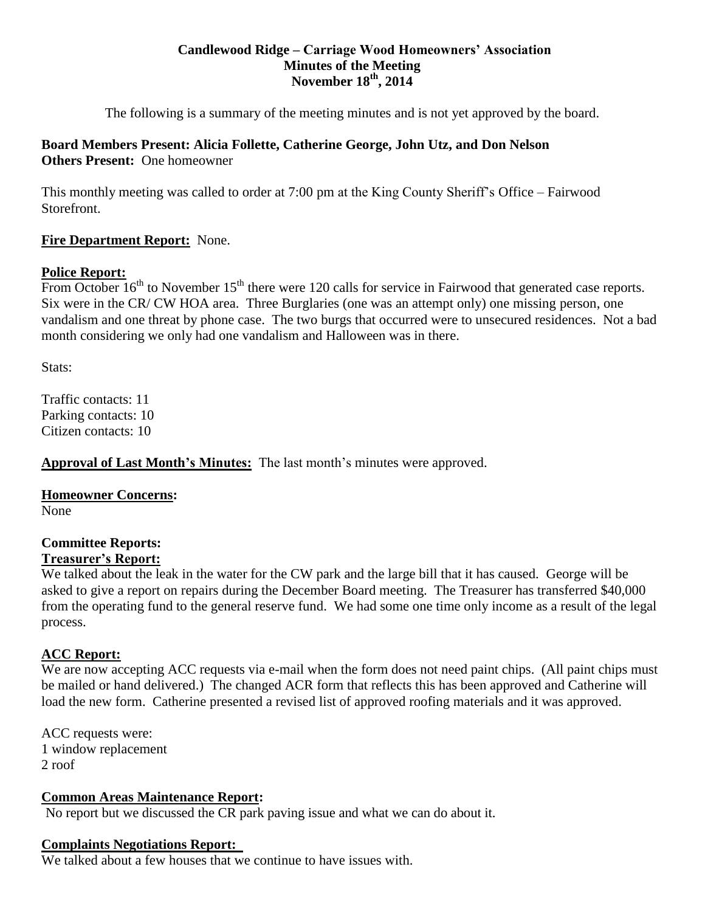**Candlewood Ridge – Carriage Wood Homeowners' Association**
**Minutes of the Meeting**
**November 18th, 2014**

The following is a summary of the meeting minutes and is not yet approved by the board.

**Board Members Present: Alicia Follette, Catherine George, John Utz, and Don Nelson**
**Others Present:** One homeowner

This monthly meeting was called to order at 7:00 pm at the King County Sheriff's Office – Fairwood Storefront.

**Fire Department Report:** None.

**Police Report:**
From October 16th to November 15th there were 120 calls for service in Fairwood that generated case reports. Six were in the CR/ CW HOA area. Three Burglaries (one was an attempt only) one missing person, one vandalism and one threat by phone case. The two burgs that occurred were to unsecured residences. Not a bad month considering we only had one vandalism and Halloween was in there.

Stats:

Traffic contacts: 11
Parking contacts: 10
Citizen contacts: 10

**Approval of Last Month's Minutes:** The last month's minutes were approved.

**Homeowner Concerns:**
None

**Committee Reports:**

**Treasurer's Report:**
We talked about the leak in the water for the CW park and the large bill that it has caused. George will be asked to give a report on repairs during the December Board meeting. The Treasurer has transferred $40,000 from the operating fund to the general reserve fund. We had some one time only income as a result of the legal process.

**ACC Report:**
We are now accepting ACC requests via e-mail when the form does not need paint chips. (All paint chips must be mailed or hand delivered.) The changed ACR form that reflects this has been approved and Catherine will load the new form. Catherine presented a revised list of approved roofing materials and it was approved.

ACC requests were:
1 window replacement
2 roof

**Common Areas Maintenance Report:**
No report but we discussed the CR park paving issue and what we can do about it.

**Complaints Negotiations Report:**
We talked about a few houses that we continue to have issues with.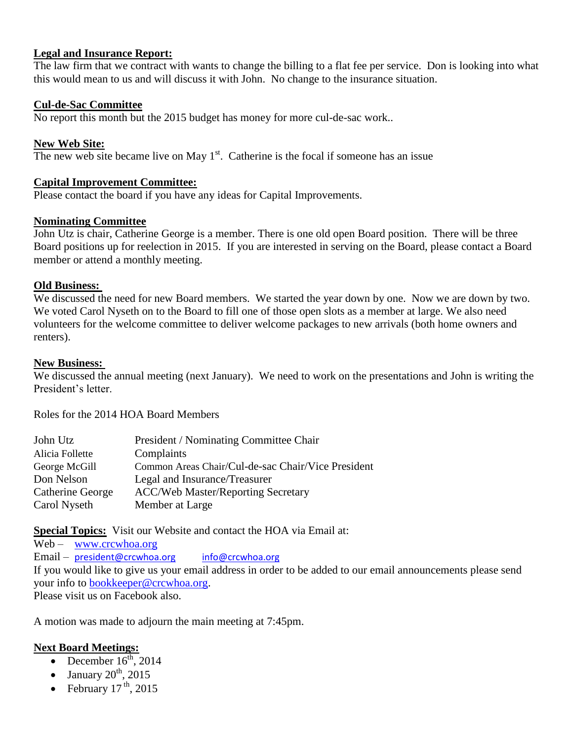**Legal and Insurance Report:**
The law firm that we contract with wants to change the billing to a flat fee per service. Don is looking into what this would mean to us and will discuss it with John. No change to the insurance situation.

**Cul-de-Sac Committee**
No report this month but the 2015 budget has money for more cul-de-sac work..

**New Web Site:**
The new web site became live on May 1st. Catherine is the focal if someone has an issue

**Capital Improvement Committee:**
Please contact the board if you have any ideas for Capital Improvements.

**Nominating Committee**
John Utz is chair, Catherine George is a member. There is one old open Board position. There will be three Board positions up for reelection in 2015. If you are interested in serving on the Board, please contact a Board member or attend a monthly meeting.

**Old Business:**
We discussed the need for new Board members. We started the year down by one. Now we are down by two. We voted Carol Nyseth on to the Board to fill one of those open slots as a member at large. We also need volunteers for the welcome committee to deliver welcome packages to new arrivals (both home owners and renters).

**New Business:**
We discussed the annual meeting (next January). We need to work on the presentations and John is writing the President's letter.

Roles for the 2014 HOA Board Members

| | |
|---|---|
| John Utz | President / Nominating Committee Chair |
| Alicia Follette | Complaints |
| George McGill | Common Areas Chair/Cul-de-sac Chair/Vice President |
| Don Nelson | Legal and Insurance/Treasurer |
| Catherine George | ACC/Web Master/Reporting Secretary |
| Carol Nyseth | Member at Large |

**Special Topics:** Visit our Website and contact the HOA via Email at:
Web – www.crcwhoa.org
Email – president@crcwhoa.org info@crcwhoa.org
If you would like to give us your email address in order to be added to our email announcements please send your info to bookkeeper@crcwhoa.org.
Please visit us on Facebook also.

A motion was made to adjourn the main meeting at 7:45pm.

**Next Board Meetings:**

- December 16th, 2014
- January 20th, 2015
- February 17th, 2015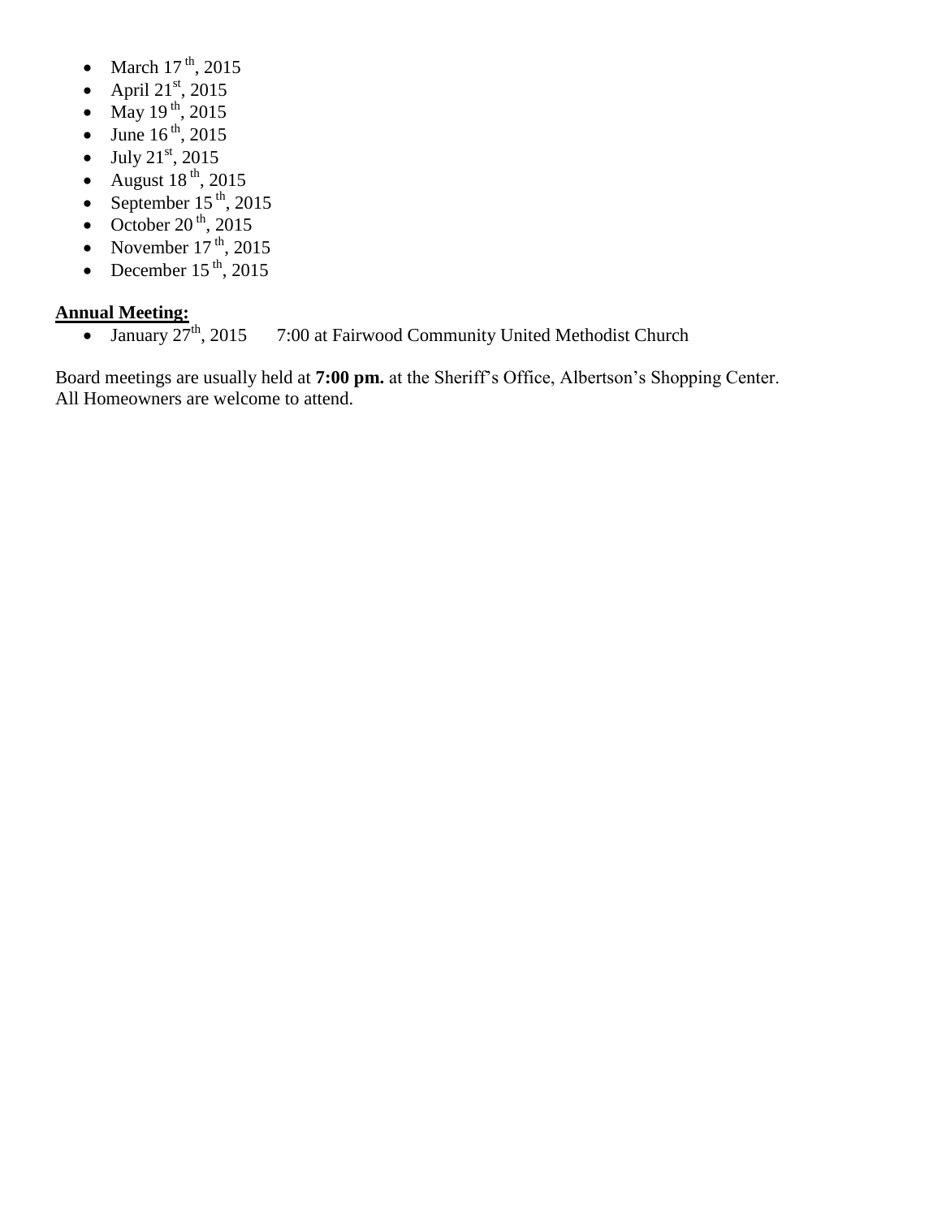- March 17th, 2015
- April 21st, 2015
- May 19th, 2015
- June 16th, 2015
- July 21st, 2015
- August 18th, 2015
- September 15th, 2015
- October 20th, 2015
- November 17th, 2015
- December 15th, 2015

**<u>Annual Meeting:</u>**

- January 27th, 2015 7:00 at Fairwood Community United Methodist Church

Board meetings are usually held at **7:00 pm.** at the Sheriff's Office, Albertson's Shopping Center.
All Homeowners are welcome to attend.